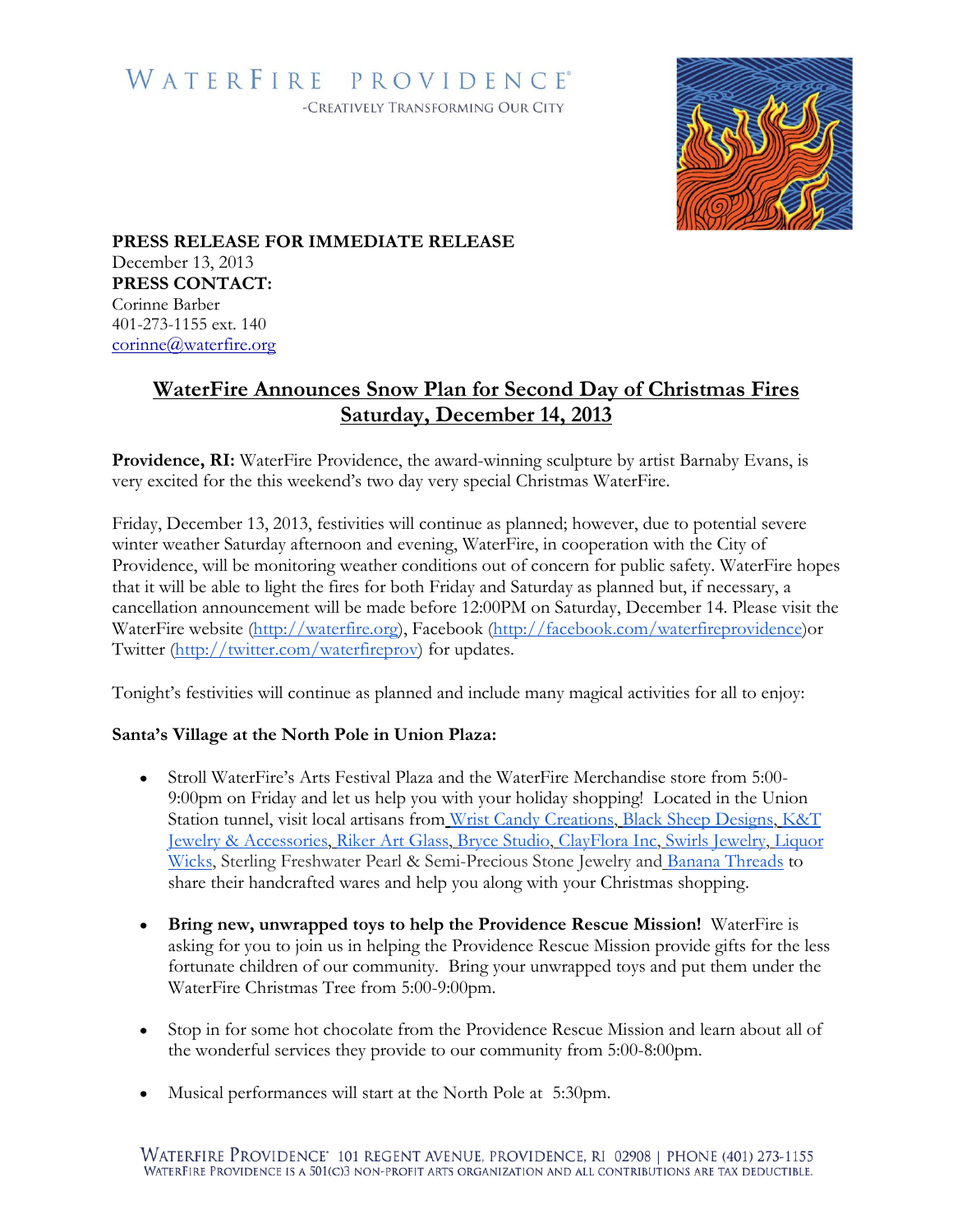WATERFIRE PROVIDENCE®

-CREATIVELY TRANSFORMING OUR CITY

**PRESS RELEASE FOR IMMEDIATE RELEASE**
December 13, 2013
**PRESS CONTACT:**
Corinne Barber
401-273-1155 ext. 140
corinne@waterfire.org

# WaterFire Announces Snow Plan for Second Day of Christmas Fires Saturday, December 14, 2013

**Providence, RI:** WaterFire Providence, the award-winning sculpture by artist Barnaby Evans, is very excited for the this weekend's two day very special Christmas WaterFire.

Friday, December 13, 2013, festivities will continue as planned; however, due to potential severe winter weather Saturday afternoon and evening, WaterFire, in cooperation with the City of Providence, will be monitoring weather conditions out of concern for public safety. WaterFire hopes that it will be able to light the fires for both Friday and Saturday as planned but, if necessary, a cancellation announcement will be made before 12:00PM on Saturday, December 14. Please visit the WaterFire website (http://waterfire.org), Facebook (http://facebook.com/waterfireprovidence)or Twitter (http://twitter.com/waterfireprov) for updates.

Tonight's festivities will continue as planned and include many magical activities for all to enjoy:

**Santa's Village at the North Pole in Union Plaza:**

- Stroll WaterFire's Arts Festival Plaza and the WaterFire Merchandise store from 5:00-9:00pm on Friday and let us help you with your holiday shopping! Located in the Union Station tunnel, visit local artisans from Wrist Candy Creations, Black Sheep Designs, K&T Jewelry & Accessories, Riker Art Glass, Bryce Studio, ClayFlora Inc, Swirls Jewelry, Liquor Wicks, Sterling Freshwater Pearl & Semi-Precious Stone Jewelry and Banana Threads to share their handcrafted wares and help you along with your Christmas shopping.

- **Bring new, unwrapped toys to help the Providence Rescue Mission!** WaterFire is asking for you to join us in helping the Providence Rescue Mission provide gifts for the less fortunate children of our community. Bring your unwrapped toys and put them under the WaterFire Christmas Tree from 5:00-9:00pm.

- Stop in for some hot chocolate from the Providence Rescue Mission and learn about all of the wonderful services they provide to our community from 5:00-8:00pm.

- Musical performances will start at the North Pole at 5:30pm.

WATERFIRE PROVIDENCE® 101 REGENT AVENUE, PROVIDENCE, RI 02908 | PHONE (401) 273-1155
WATERFIRE PROVIDENCE IS A 501(C)3 NON-PROFIT ARTS ORGANIZATION AND ALL CONTRIBUTIONS ARE TAX DEDUCTIBLE.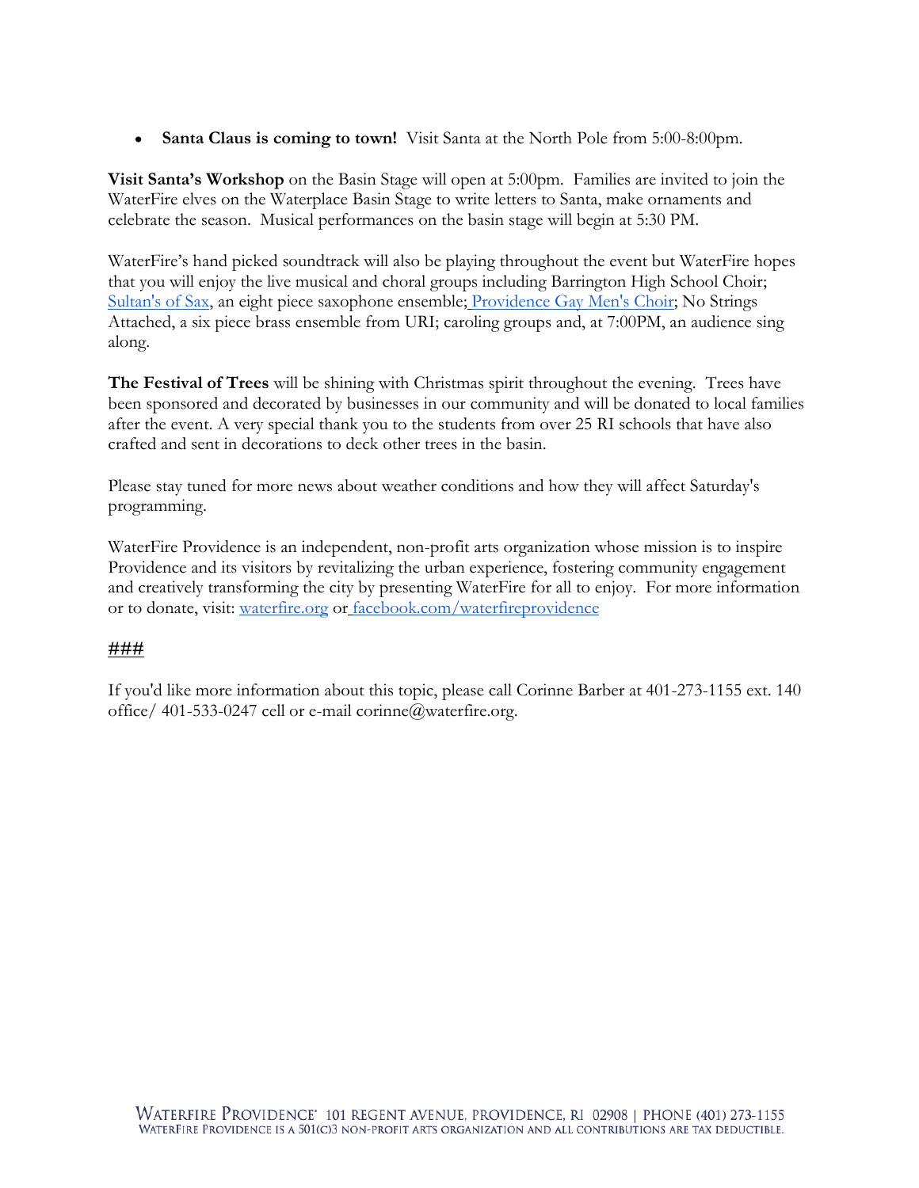- **Santa Claus is coming to town!** Visit Santa at the North Pole from 5:00-8:00pm.

**Visit Santa's Workshop** on the Basin Stage will open at 5:00pm. Families are invited to join the WaterFire elves on the Waterplace Basin Stage to write letters to Santa, make ornaments and celebrate the season. Musical performances on the basin stage will begin at 5:30 PM.

WaterFire's hand picked soundtrack will also be playing throughout the event but WaterFire hopes that you will enjoy the live musical and choral groups including Barrington High School Choir; Sultan's of Sax, an eight piece saxophone ensemble; Providence Gay Men's Choir; No Strings Attached, a six piece brass ensemble from URI; caroling groups and, at 7:00PM, an audience sing along.

**The Festival of Trees** will be shining with Christmas spirit throughout the evening. Trees have been sponsored and decorated by businesses in our community and will be donated to local families after the event. A very special thank you to the students from over 25 RI schools that have also crafted and sent in decorations to deck other trees in the basin.

Please stay tuned for more news about weather conditions and how they will affect Saturday's programming.

WaterFire Providence is an independent, non-profit arts organization whose mission is to inspire Providence and its visitors by revitalizing the urban experience, fostering community engagement and creatively transforming the city by presenting WaterFire for all to enjoy. For more information or to donate, visit: waterfire.org or facebook.com/waterfireprovidence

###

If you'd like more information about this topic, please call Corinne Barber at 401-273-1155 ext. 140 office/ 401-533-0247 cell or e-mail corinne@waterfire.org.

WaterFire Providence® 101 Regent Avenue, Providence, RI 02908 | Phone (401) 273-1155
WaterFire Providence is a 501(c)3 non-profit arts organization and all contributions are tax deductible.